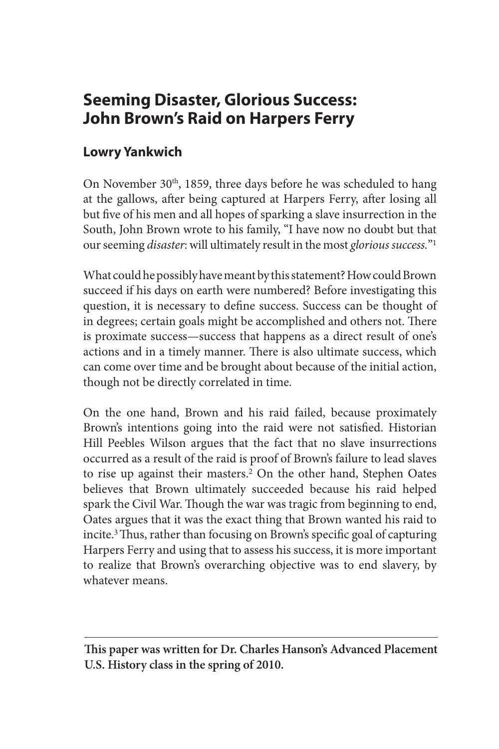# Seeming Disaster, Glorious Success: John Brown's Raid on Harpers Ferry

## Lowry Yankwich

On November 30th, 1859, three days before he was scheduled to hang at the gallows, after being captured at Harpers Ferry, after losing all but five of his men and all hopes of sparking a slave insurrection in the South, John Brown wrote to his family, "I have now no doubt but that our seeming *disaster*: will ultimately result in the most *glorious success.*"[1]

What could he possibly have meant by this statement? How could Brown succeed if his days on earth were numbered? Before investigating this question, it is necessary to define success. Success can be thought of in degrees; certain goals might be accomplished and others not. There is proximate success—success that happens as a direct result of one's actions and in a timely manner. There is also ultimate success, which can come over time and be brought about because of the initial action, though not be directly correlated in time.

On the one hand, Brown and his raid failed, because proximately Brown's intentions going into the raid were not satisfied. Historian Hill Peebles Wilson argues that the fact that no slave insurrections occurred as a result of the raid is proof of Brown's failure to lead slaves to rise up against their masters.[2] On the other hand, Stephen Oates believes that Brown ultimately succeeded because his raid helped spark the Civil War. Though the war was tragic from beginning to end, Oates argues that it was the exact thing that Brown wanted his raid to incite.[3] Thus, rather than focusing on Brown's specific goal of capturing Harpers Ferry and using that to assess his success, it is more important to realize that Brown's overarching objective was to end slavery, by whatever means.

---

**This paper was written for Dr. Charles Hanson's Advanced Placement U.S. History class in the spring of 2010.**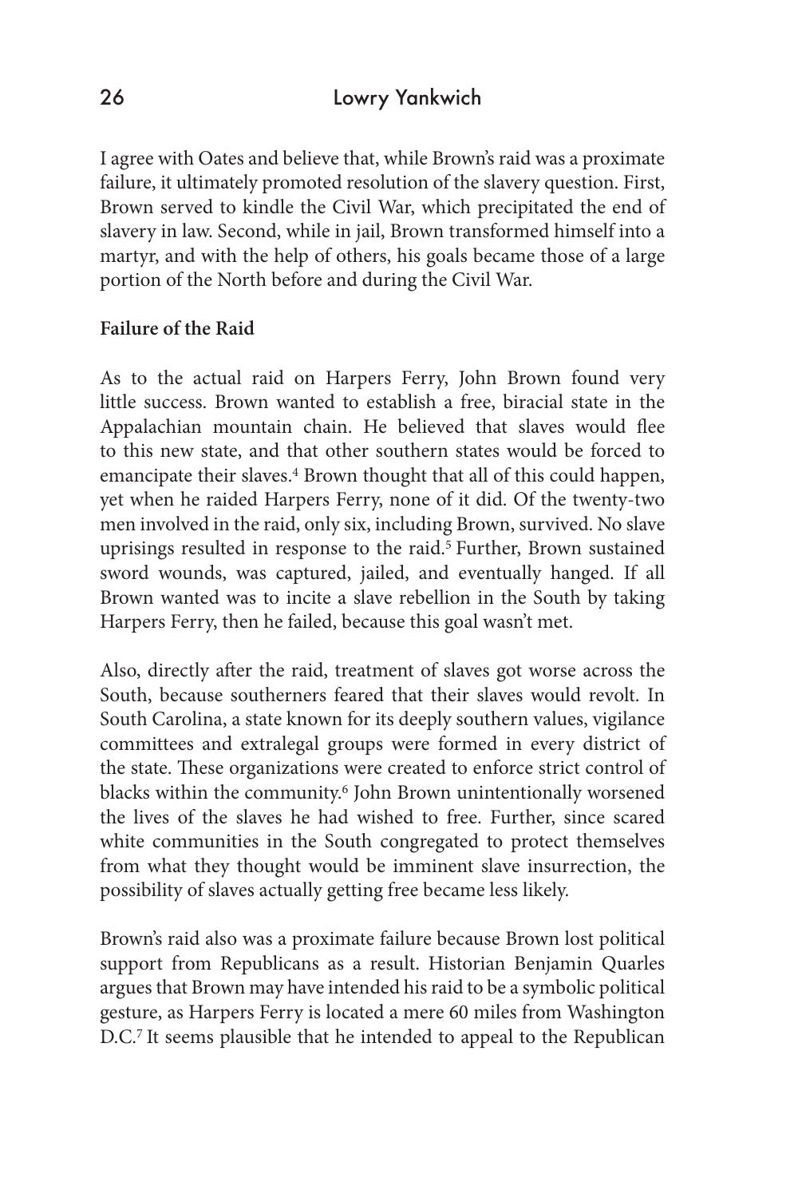I agree with Oates and believe that, while Brown's raid was a proximate failure, it ultimately promoted resolution of the slavery question. First, Brown served to kindle the Civil War, which precipitated the end of slavery in law. Second, while in jail, Brown transformed himself into a martyr, and with the help of others, his goals became those of a large portion of the North before and during the Civil War.

**Failure of the Raid**

As to the actual raid on Harpers Ferry, John Brown found very little success. Brown wanted to establish a free, biracial state in the Appalachian mountain chain. He believed that slaves would flee to this new state, and that other southern states would be forced to emancipate their slaves.[4] Brown thought that all of this could happen, yet when he raided Harpers Ferry, none of it did. Of the twenty-two men involved in the raid, only six, including Brown, survived. No slave uprisings resulted in response to the raid.[5] Further, Brown sustained sword wounds, was captured, jailed, and eventually hanged. If all Brown wanted was to incite a slave rebellion in the South by taking Harpers Ferry, then he failed, because this goal wasn't met.

Also, directly after the raid, treatment of slaves got worse across the South, because southerners feared that their slaves would revolt. In South Carolina, a state known for its deeply southern values, vigilance committees and extralegal groups were formed in every district of the state. These organizations were created to enforce strict control of blacks within the community.[6] John Brown unintentionally worsened the lives of the slaves he had wished to free. Further, since scared white communities in the South congregated to protect themselves from what they thought would be imminent slave insurrection, the possibility of slaves actually getting free became less likely.

Brown's raid also was a proximate failure because Brown lost political support from Republicans as a result. Historian Benjamin Quarles argues that Brown may have intended his raid to be a symbolic political gesture, as Harpers Ferry is located a mere 60 miles from Washington D.C.[7] It seems plausible that he intended to appeal to the Republican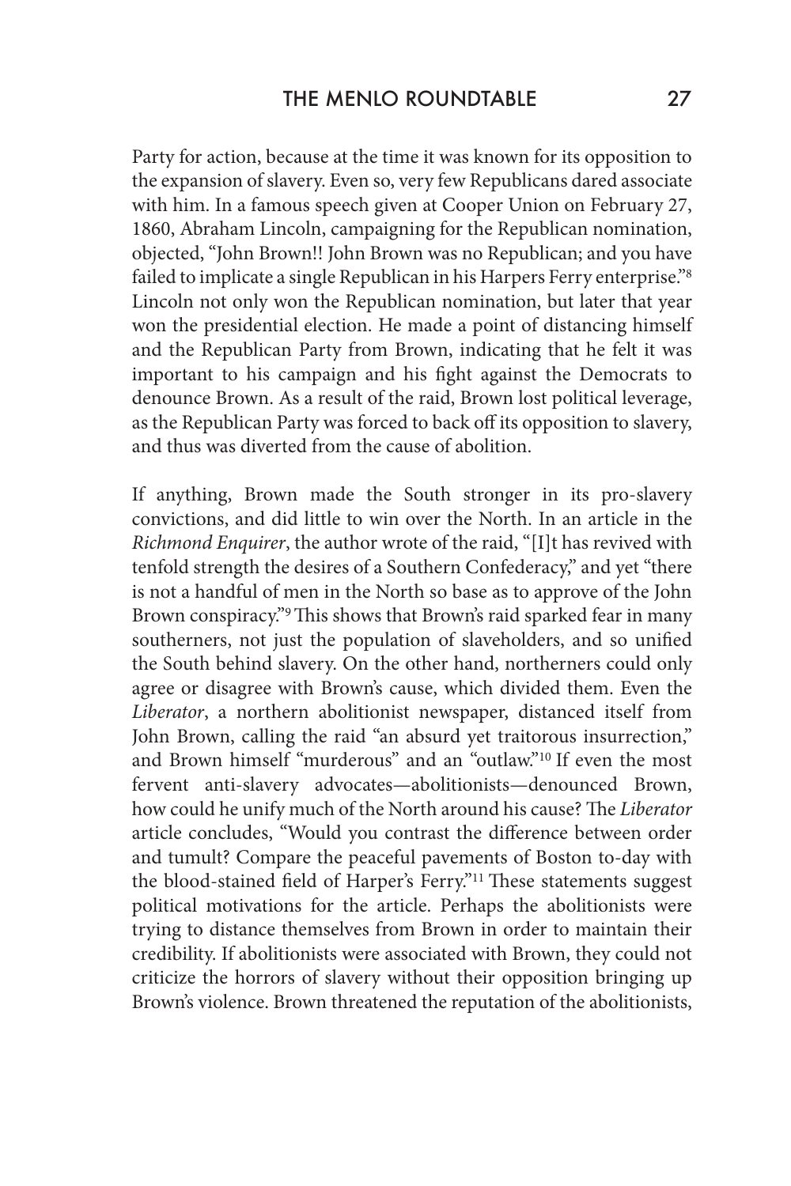Party for action, because at the time it was known for its opposition to the expansion of slavery. Even so, very few Republicans dared associate with him. In a famous speech given at Cooper Union on February 27, 1860, Abraham Lincoln, campaigning for the Republican nomination, objected, "John Brown!! John Brown was no Republican; and you have failed to implicate a single Republican in his Harpers Ferry enterprise."[8] Lincoln not only won the Republican nomination, but later that year won the presidential election. He made a point of distancing himself and the Republican Party from Brown, indicating that he felt it was important to his campaign and his fight against the Democrats to denounce Brown. As a result of the raid, Brown lost political leverage, as the Republican Party was forced to back off its opposition to slavery, and thus was diverted from the cause of abolition.

If anything, Brown made the South stronger in its pro-slavery convictions, and did little to win over the North. In an article in the *Richmond Enquirer*, the author wrote of the raid, "[I]t has revived with tenfold strength the desires of a Southern Confederacy," and yet "there is not a handful of men in the North so base as to approve of the John Brown conspiracy."[9] This shows that Brown's raid sparked fear in many southerners, not just the population of slaveholders, and so unified the South behind slavery. On the other hand, northerners could only agree or disagree with Brown's cause, which divided them. Even the *Liberator*, a northern abolitionist newspaper, distanced itself from John Brown, calling the raid "an absurd yet traitorous insurrection," and Brown himself "murderous" and an "outlaw."[10] If even the most fervent anti-slavery advocates—abolitionists—denounced Brown, how could he unify much of the North around his cause? The *Liberator* article concludes, "Would you contrast the difference between order and tumult? Compare the peaceful pavements of Boston to-day with the blood-stained field of Harper's Ferry."[11] These statements suggest political motivations for the article. Perhaps the abolitionists were trying to distance themselves from Brown in order to maintain their credibility. If abolitionists were associated with Brown, they could not criticize the horrors of slavery without their opposition bringing up Brown's violence. Brown threatened the reputation of the abolitionists,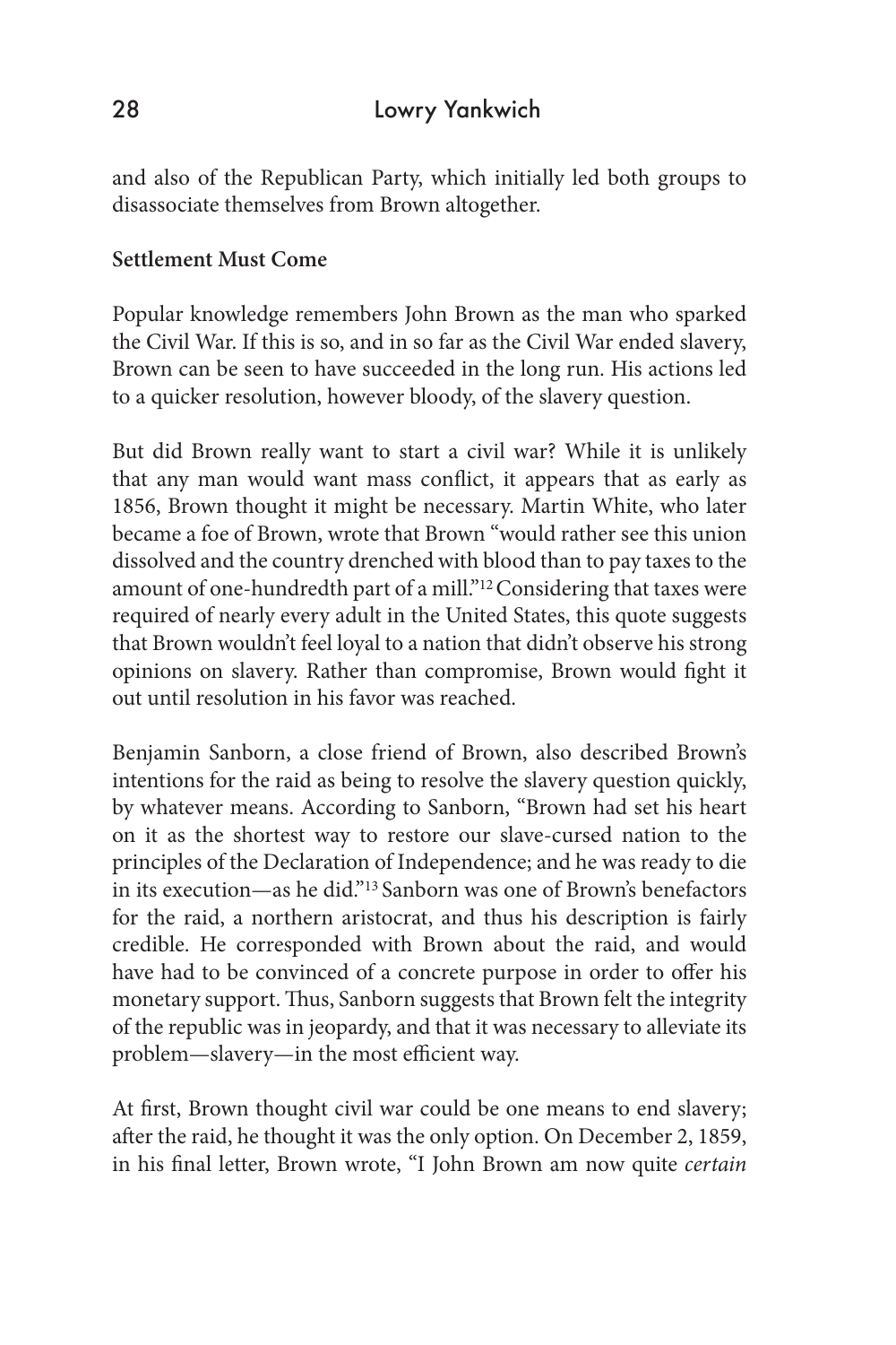and also of the Republican Party, which initially led both groups to disassociate themselves from Brown altogether.

**Settlement Must Come**

Popular knowledge remembers John Brown as the man who sparked the Civil War. If this is so, and in so far as the Civil War ended slavery, Brown can be seen to have succeeded in the long run. His actions led to a quicker resolution, however bloody, of the slavery question.

But did Brown really want to start a civil war? While it is unlikely that any man would want mass conflict, it appears that as early as 1856, Brown thought it might be necessary. Martin White, who later became a foe of Brown, wrote that Brown "would rather see this union dissolved and the country drenched with blood than to pay taxes to the amount of one-hundredth part of a mill."[12] Considering that taxes were required of nearly every adult in the United States, this quote suggests that Brown wouldn't feel loyal to a nation that didn't observe his strong opinions on slavery. Rather than compromise, Brown would fight it out until resolution in his favor was reached.

Benjamin Sanborn, a close friend of Brown, also described Brown's intentions for the raid as being to resolve the slavery question quickly, by whatever means. According to Sanborn, "Brown had set his heart on it as the shortest way to restore our slave-cursed nation to the principles of the Declaration of Independence; and he was ready to die in its execution—as he did."[13] Sanborn was one of Brown's benefactors for the raid, a northern aristocrat, and thus his description is fairly credible. He corresponded with Brown about the raid, and would have had to be convinced of a concrete purpose in order to offer his monetary support. Thus, Sanborn suggests that Brown felt the integrity of the republic was in jeopardy, and that it was necessary to alleviate its problem—slavery—in the most efficient way.

At first, Brown thought civil war could be one means to end slavery; after the raid, he thought it was the only option. On December 2, 1859, in his final letter, Brown wrote, "I John Brown am now quite *certain*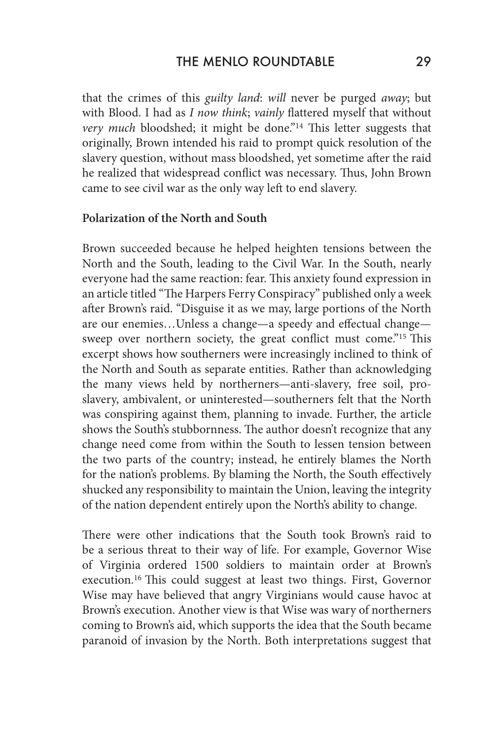that the crimes of this *guilty land*: *will* never be purged *away*; but with Blood. I had as *I now think*; *vainly* flattered myself that without *very much* bloodshed; it might be done."[14] This letter suggests that originally, Brown intended his raid to prompt quick resolution of the slavery question, without mass bloodshed, yet sometime after the raid he realized that widespread conflict was necessary. Thus, John Brown came to see civil war as the only way left to end slavery.

**Polarization of the North and South**

Brown succeeded because he helped heighten tensions between the North and the South, leading to the Civil War. In the South, nearly everyone had the same reaction: fear. This anxiety found expression in an article titled "The Harpers Ferry Conspiracy" published only a week after Brown's raid. "Disguise it as we may, large portions of the North are our enemies…Unless a change—a speedy and effectual change—sweep over northern society, the great conflict must come."[15] This excerpt shows how southerners were increasingly inclined to think of the North and South as separate entities. Rather than acknowledging the many views held by northerners—anti-slavery, free soil, pro-slavery, ambivalent, or uninterested—southerners felt that the North was conspiring against them, planning to invade. Further, the article shows the South's stubbornness. The author doesn't recognize that any change need come from within the South to lessen tension between the two parts of the country; instead, he entirely blames the North for the nation's problems. By blaming the North, the South effectively shucked any responsibility to maintain the Union, leaving the integrity of the nation dependent entirely upon the North's ability to change.

There were other indications that the South took Brown's raid to be a serious threat to their way of life. For example, Governor Wise of Virginia ordered 1500 soldiers to maintain order at Brown's execution.[16] This could suggest at least two things. First, Governor Wise may have believed that angry Virginians would cause havoc at Brown's execution. Another view is that Wise was wary of northerners coming to Brown's aid, which supports the idea that the South became paranoid of invasion by the North. Both interpretations suggest that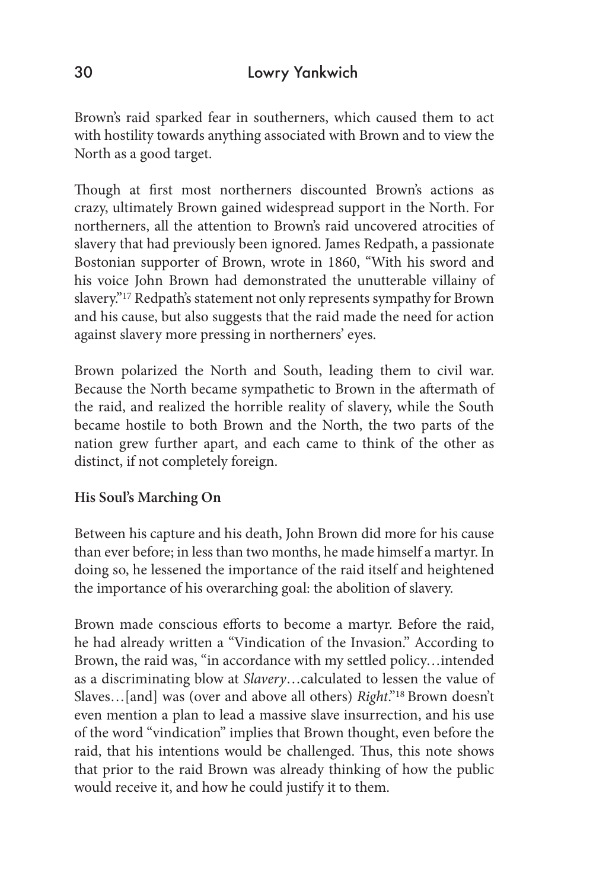Brown's raid sparked fear in southerners, which caused them to act with hostility towards anything associated with Brown and to view the North as a good target.

Though at first most northerners discounted Brown's actions as crazy, ultimately Brown gained widespread support in the North. For northerners, all the attention to Brown's raid uncovered atrocities of slavery that had previously been ignored. James Redpath, a passionate Bostonian supporter of Brown, wrote in 1860, "With his sword and his voice John Brown had demonstrated the unutterable villainy of slavery."[17] Redpath's statement not only represents sympathy for Brown and his cause, but also suggests that the raid made the need for action against slavery more pressing in northerners' eyes.

Brown polarized the North and South, leading them to civil war. Because the North became sympathetic to Brown in the aftermath of the raid, and realized the horrible reality of slavery, while the South became hostile to both Brown and the North, the two parts of the nation grew further apart, and each came to think of the other as distinct, if not completely foreign.

**His Soul's Marching On**

Between his capture and his death, John Brown did more for his cause than ever before; in less than two months, he made himself a martyr. In doing so, he lessened the importance of the raid itself and heightened the importance of his overarching goal: the abolition of slavery.

Brown made conscious efforts to become a martyr. Before the raid, he had already written a "Vindication of the Invasion." According to Brown, the raid was, "in accordance with my settled policy…intended as a discriminating blow at *Slavery*…calculated to lessen the value of Slaves…[and] was (over and above all others) *Right*."[18] Brown doesn't even mention a plan to lead a massive slave insurrection, and his use of the word "vindication" implies that Brown thought, even before the raid, that his intentions would be challenged. Thus, this note shows that prior to the raid Brown was already thinking of how the public would receive it, and how he could justify it to them.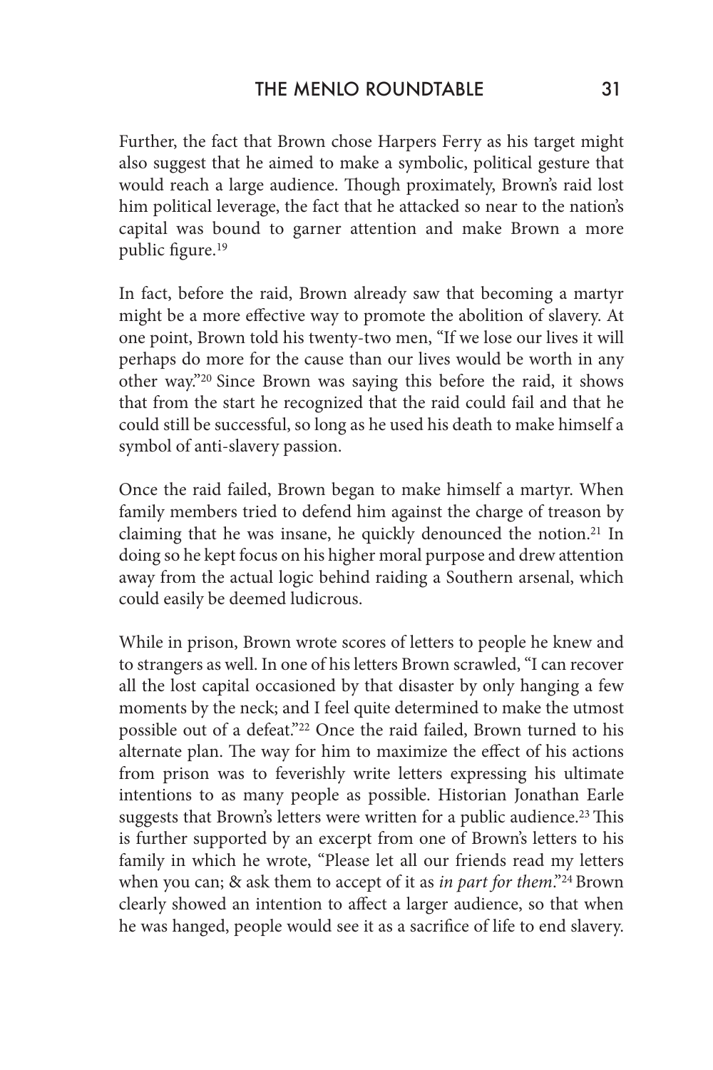Further, the fact that Brown chose Harpers Ferry as his target might also suggest that he aimed to make a symbolic, political gesture that would reach a large audience. Though proximately, Brown's raid lost him political leverage, the fact that he attacked so near to the nation's capital was bound to garner attention and make Brown a more public figure.[19]

In fact, before the raid, Brown already saw that becoming a martyr might be a more effective way to promote the abolition of slavery. At one point, Brown told his twenty-two men, "If we lose our lives it will perhaps do more for the cause than our lives would be worth in any other way."[20] Since Brown was saying this before the raid, it shows that from the start he recognized that the raid could fail and that he could still be successful, so long as he used his death to make himself a symbol of anti-slavery passion.

Once the raid failed, Brown began to make himself a martyr. When family members tried to defend him against the charge of treason by claiming that he was insane, he quickly denounced the notion.[21] In doing so he kept focus on his higher moral purpose and drew attention away from the actual logic behind raiding a Southern arsenal, which could easily be deemed ludicrous.

While in prison, Brown wrote scores of letters to people he knew and to strangers as well. In one of his letters Brown scrawled, "I can recover all the lost capital occasioned by that disaster by only hanging a few moments by the neck; and I feel quite determined to make the utmost possible out of a defeat."[22] Once the raid failed, Brown turned to his alternate plan. The way for him to maximize the effect of his actions from prison was to feverishly write letters expressing his ultimate intentions to as many people as possible. Historian Jonathan Earle suggests that Brown's letters were written for a public audience.[23] This is further supported by an excerpt from one of Brown's letters to his family in which he wrote, "Please let all our friends read my letters when you can; & ask them to accept of it as *in part for them*."[24] Brown clearly showed an intention to affect a larger audience, so that when he was hanged, people would see it as a sacrifice of life to end slavery.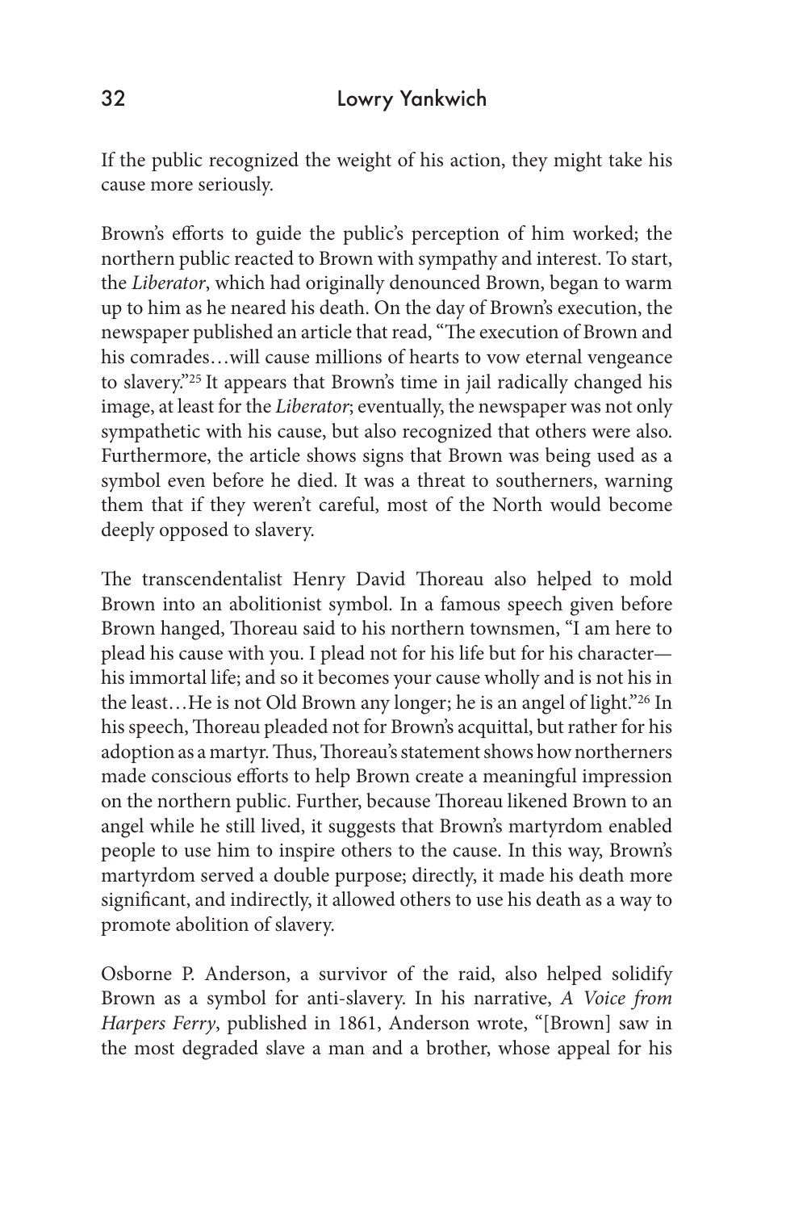If the public recognized the weight of his action, they might take his cause more seriously.

Brown's efforts to guide the public's perception of him worked; the northern public reacted to Brown with sympathy and interest. To start, the *Liberator*, which had originally denounced Brown, began to warm up to him as he neared his death. On the day of Brown's execution, the newspaper published an article that read, "The execution of Brown and his comrades…will cause millions of hearts to vow eternal vengeance to slavery."[25] It appears that Brown's time in jail radically changed his image, at least for the *Liberator*; eventually, the newspaper was not only sympathetic with his cause, but also recognized that others were also. Furthermore, the article shows signs that Brown was being used as a symbol even before he died. It was a threat to southerners, warning them that if they weren't careful, most of the North would become deeply opposed to slavery.

The transcendentalist Henry David Thoreau also helped to mold Brown into an abolitionist symbol. In a famous speech given before Brown hanged, Thoreau said to his northern townsmen, "I am here to plead his cause with you. I plead not for his life but for his character—his immortal life; and so it becomes your cause wholly and is not his in the least…He is not Old Brown any longer; he is an angel of light."[26] In his speech, Thoreau pleaded not for Brown's acquittal, but rather for his adoption as a martyr. Thus, Thoreau's statement shows how northerners made conscious efforts to help Brown create a meaningful impression on the northern public. Further, because Thoreau likened Brown to an angel while he still lived, it suggests that Brown's martyrdom enabled people to use him to inspire others to the cause. In this way, Brown's martyrdom served a double purpose; directly, it made his death more significant, and indirectly, it allowed others to use his death as a way to promote abolition of slavery.

Osborne P. Anderson, a survivor of the raid, also helped solidify Brown as a symbol for anti-slavery. In his narrative, *A Voice from Harpers Ferry*, published in 1861, Anderson wrote, "[Brown] saw in the most degraded slave a man and a brother, whose appeal for his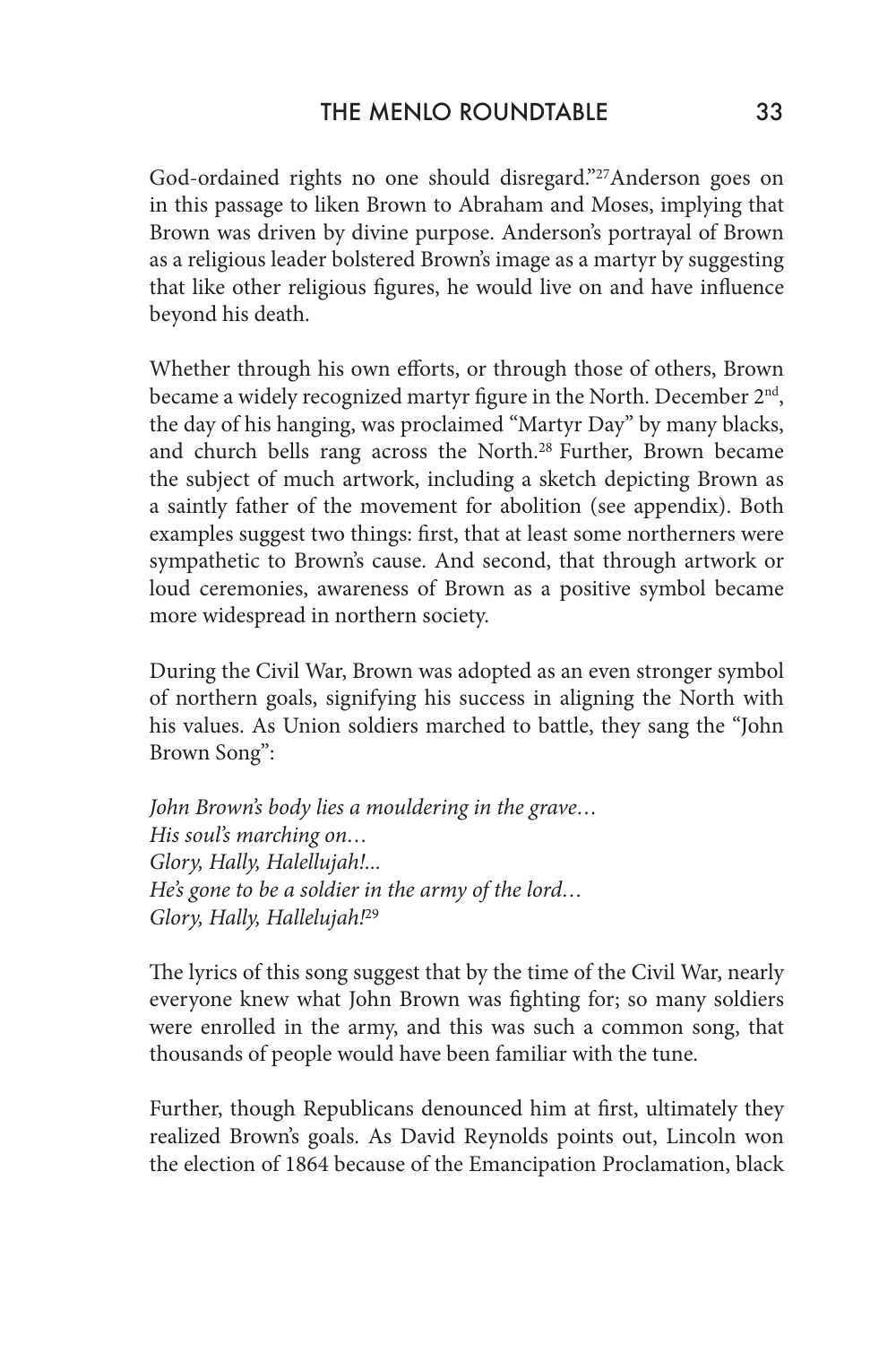God-ordained rights no one should disregard."[27]Anderson goes on in this passage to liken Brown to Abraham and Moses, implying that Brown was driven by divine purpose. Anderson's portrayal of Brown as a religious leader bolstered Brown's image as a martyr by suggesting that like other religious figures, he would live on and have influence beyond his death.

Whether through his own efforts, or through those of others, Brown became a widely recognized martyr figure in the North. December 2nd, the day of his hanging, was proclaimed "Martyr Day" by many blacks, and church bells rang across the North.[28] Further, Brown became the subject of much artwork, including a sketch depicting Brown as a saintly father of the movement for abolition (see appendix). Both examples suggest two things: first, that at least some northerners were sympathetic to Brown's cause. And second, that through artwork or loud ceremonies, awareness of Brown as a positive symbol became more widespread in northern society.

During the Civil War, Brown was adopted as an even stronger symbol of northern goals, signifying his success in aligning the North with his values. As Union soldiers marched to battle, they sang the "John Brown Song":

*John Brown's body lies a mouldering in the grave…*
*His soul's marching on…*
*Glory, Hally, Halellujah!...*
*He's gone to be a soldier in the army of the lord…*
*Glory, Hally, Hallelujah!*[29]

The lyrics of this song suggest that by the time of the Civil War, nearly everyone knew what John Brown was fighting for; so many soldiers were enrolled in the army, and this was such a common song, that thousands of people would have been familiar with the tune.

Further, though Republicans denounced him at first, ultimately they realized Brown's goals. As David Reynolds points out, Lincoln won the election of 1864 because of the Emancipation Proclamation, black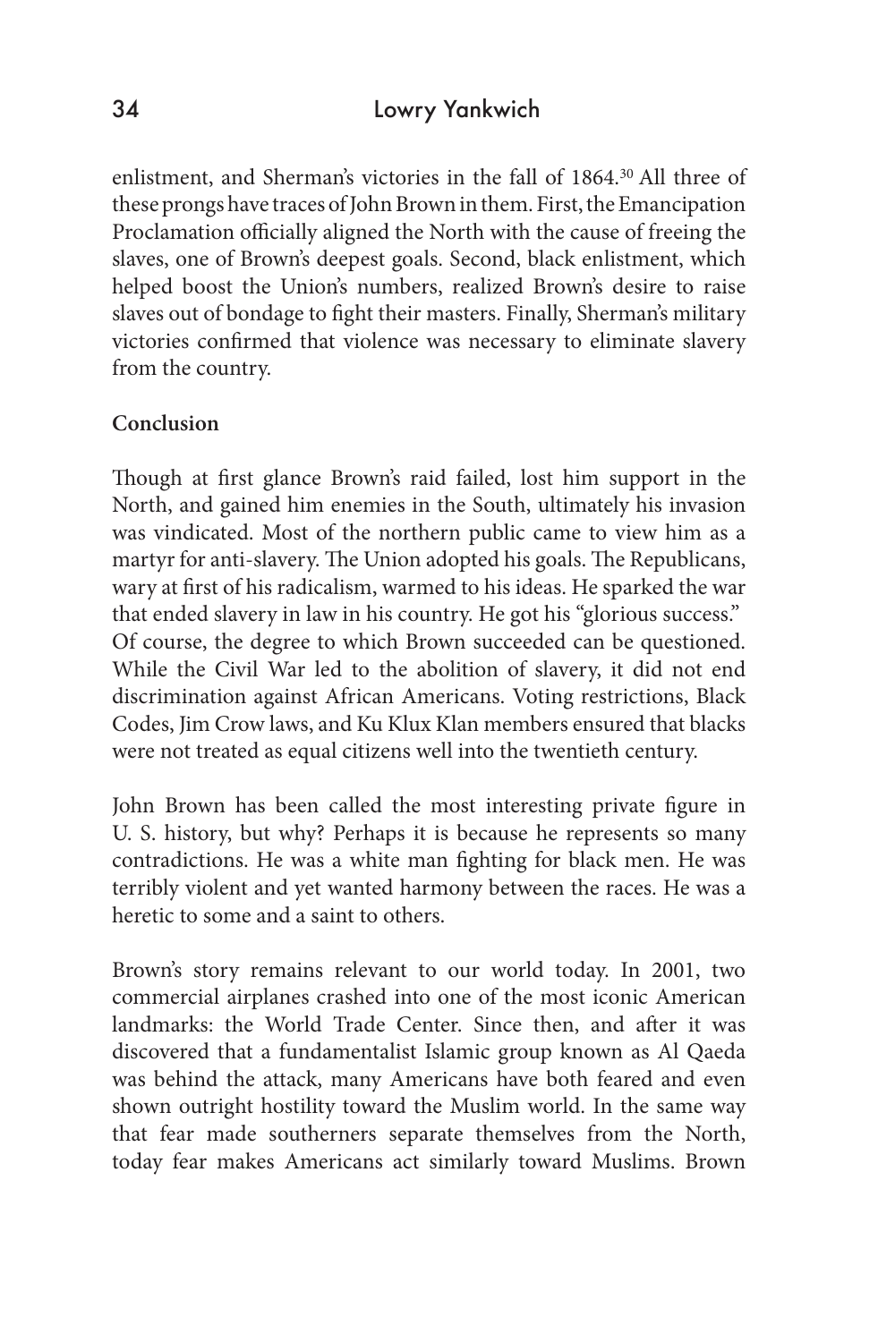enlistment, and Sherman's victories in the fall of 1864.[30] All three of these prongs have traces of John Brown in them. First, the Emancipation Proclamation officially aligned the North with the cause of freeing the slaves, one of Brown's deepest goals. Second, black enlistment, which helped boost the Union's numbers, realized Brown's desire to raise slaves out of bondage to fight their masters. Finally, Sherman's military victories confirmed that violence was necessary to eliminate slavery from the country.

**Conclusion**

Though at first glance Brown's raid failed, lost him support in the North, and gained him enemies in the South, ultimately his invasion was vindicated. Most of the northern public came to view him as a martyr for anti-slavery. The Union adopted his goals. The Republicans, wary at first of his radicalism, warmed to his ideas. He sparked the war that ended slavery in law in his country. He got his "glorious success." Of course, the degree to which Brown succeeded can be questioned. While the Civil War led to the abolition of slavery, it did not end discrimination against African Americans. Voting restrictions, Black Codes, Jim Crow laws, and Ku Klux Klan members ensured that blacks were not treated as equal citizens well into the twentieth century.

John Brown has been called the most interesting private figure in U. S. history, but why? Perhaps it is because he represents so many contradictions. He was a white man fighting for black men. He was terribly violent and yet wanted harmony between the races. He was a heretic to some and a saint to others.

Brown's story remains relevant to our world today. In 2001, two commercial airplanes crashed into one of the most iconic American landmarks: the World Trade Center. Since then, and after it was discovered that a fundamentalist Islamic group known as Al Qaeda was behind the attack, many Americans have both feared and even shown outright hostility toward the Muslim world. In the same way that fear made southerners separate themselves from the North, today fear makes Americans act similarly toward Muslims. Brown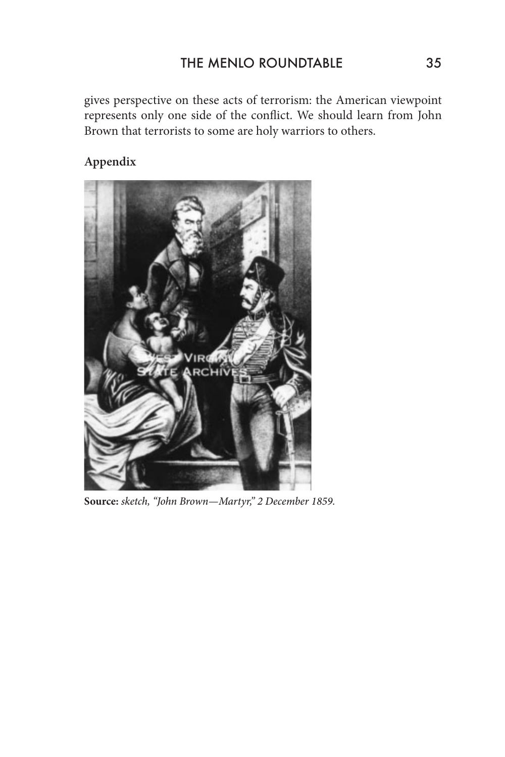gives perspective on these acts of terrorism: the American viewpoint represents only one side of the conflict. We should learn from John Brown that terrorists to some are holy warriors to others.

**Appendix**

**Source:** *sketch, "John Brown—Martyr," 2 December 1859.*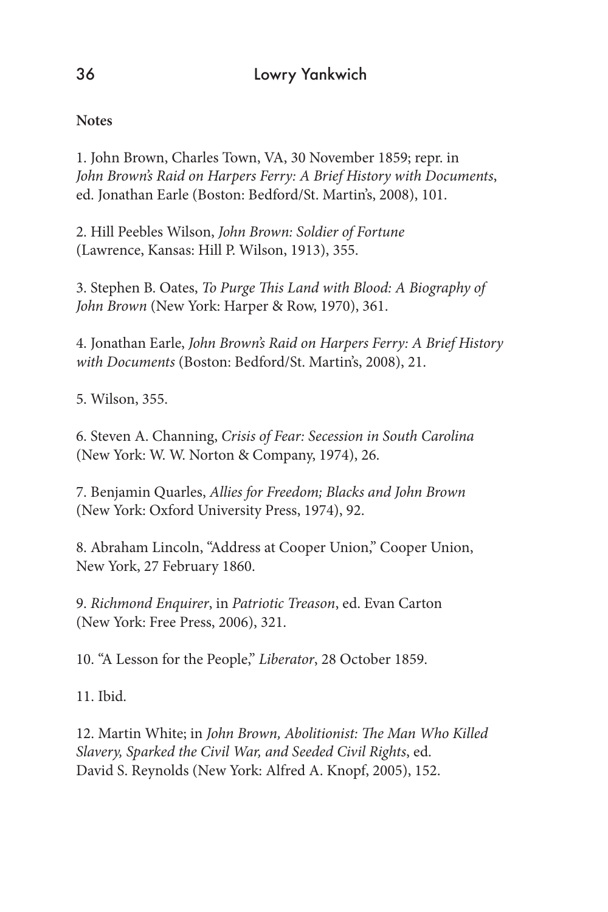**Notes**

1. John Brown, Charles Town, VA, 30 November 1859; repr. in *John Brown's Raid on Harpers Ferry: A Brief History with Documents*, ed. Jonathan Earle (Boston: Bedford/St. Martin's, 2008), 101.

2. Hill Peebles Wilson, *John Brown: Soldier of Fortune* (Lawrence, Kansas: Hill P. Wilson, 1913), 355.

3. Stephen B. Oates, *To Purge This Land with Blood: A Biography of John Brown* (New York: Harper & Row, 1970), 361.

4. Jonathan Earle, *John Brown's Raid on Harpers Ferry: A Brief History with Documents* (Boston: Bedford/St. Martin's, 2008), 21.

5. Wilson, 355.

6. Steven A. Channing, *Crisis of Fear: Secession in South Carolina* (New York: W. W. Norton & Company, 1974), 26.

7. Benjamin Quarles, *Allies for Freedom; Blacks and John Brown* (New York: Oxford University Press, 1974), 92.

8. Abraham Lincoln, "Address at Cooper Union," Cooper Union, New York, 27 February 1860.

9. *Richmond Enquirer*, in *Patriotic Treason*, ed. Evan Carton (New York: Free Press, 2006), 321.

10. "A Lesson for the People," *Liberator*, 28 October 1859.

11. Ibid.

12. Martin White; in *John Brown, Abolitionist: The Man Who Killed Slavery, Sparked the Civil War, and Seeded Civil Rights*, ed. David S. Reynolds (New York: Alfred A. Knopf, 2005), 152.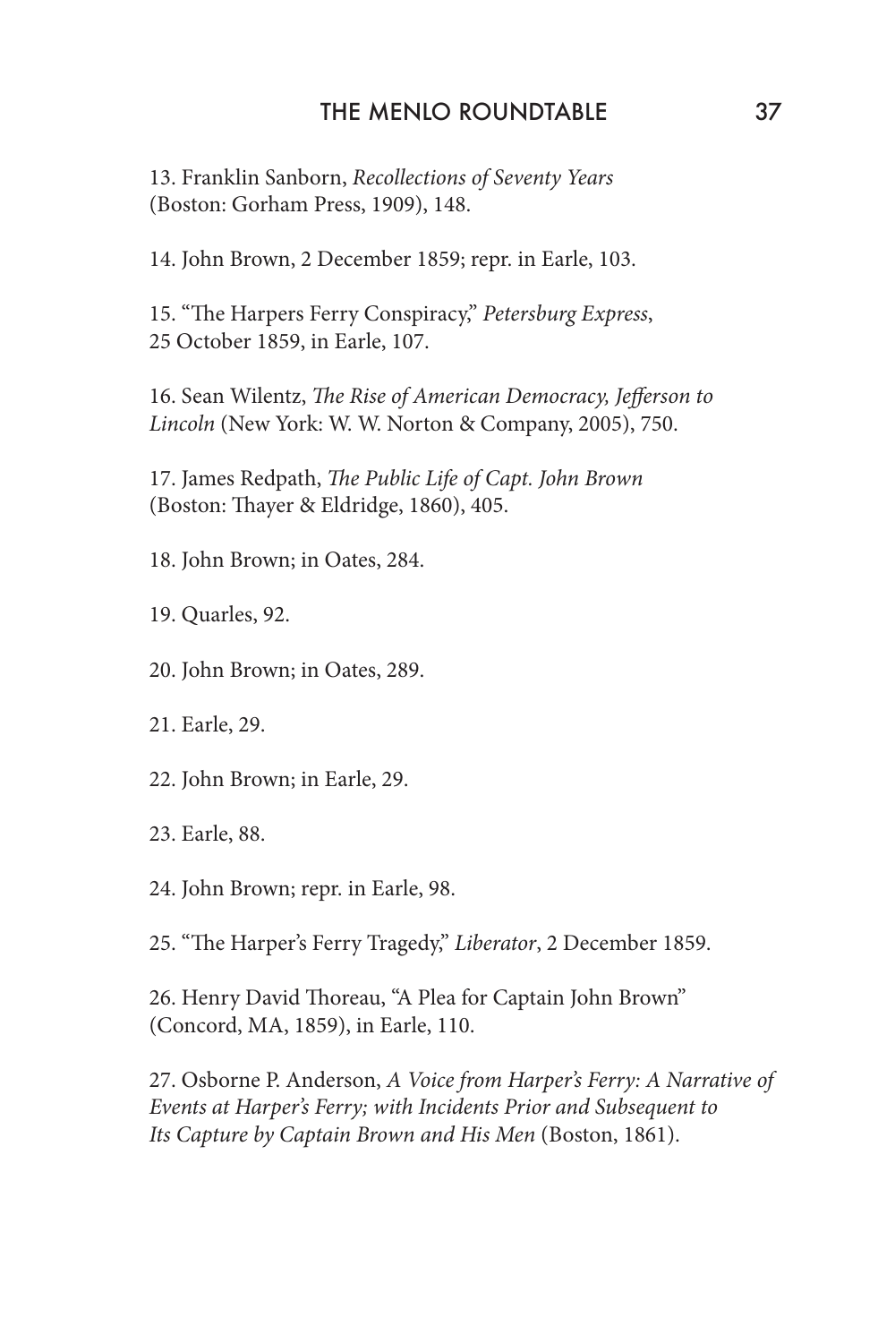13. Franklin Sanborn, *Recollections of Seventy Years* (Boston: Gorham Press, 1909), 148.

14. John Brown, 2 December 1859; repr. in Earle, 103.

15. "The Harpers Ferry Conspiracy," *Petersburg Express*, 25 October 1859, in Earle, 107.

16. Sean Wilentz, *The Rise of American Democracy, Jefferson to Lincoln* (New York: W. W. Norton & Company, 2005), 750.

17. James Redpath, *The Public Life of Capt. John Brown* (Boston: Thayer & Eldridge, 1860), 405.

18. John Brown; in Oates, 284.

19. Quarles, 92.

20. John Brown; in Oates, 289.

21. Earle, 29.

22. John Brown; in Earle, 29.

23. Earle, 88.

24. John Brown; repr. in Earle, 98.

25. "The Harper's Ferry Tragedy," *Liberator*, 2 December 1859.

26. Henry David Thoreau, "A Plea for Captain John Brown" (Concord, MA, 1859), in Earle, 110.

27. Osborne P. Anderson, *A Voice from Harper's Ferry: A Narrative of Events at Harper's Ferry; with Incidents Prior and Subsequent to Its Capture by Captain Brown and His Men* (Boston, 1861).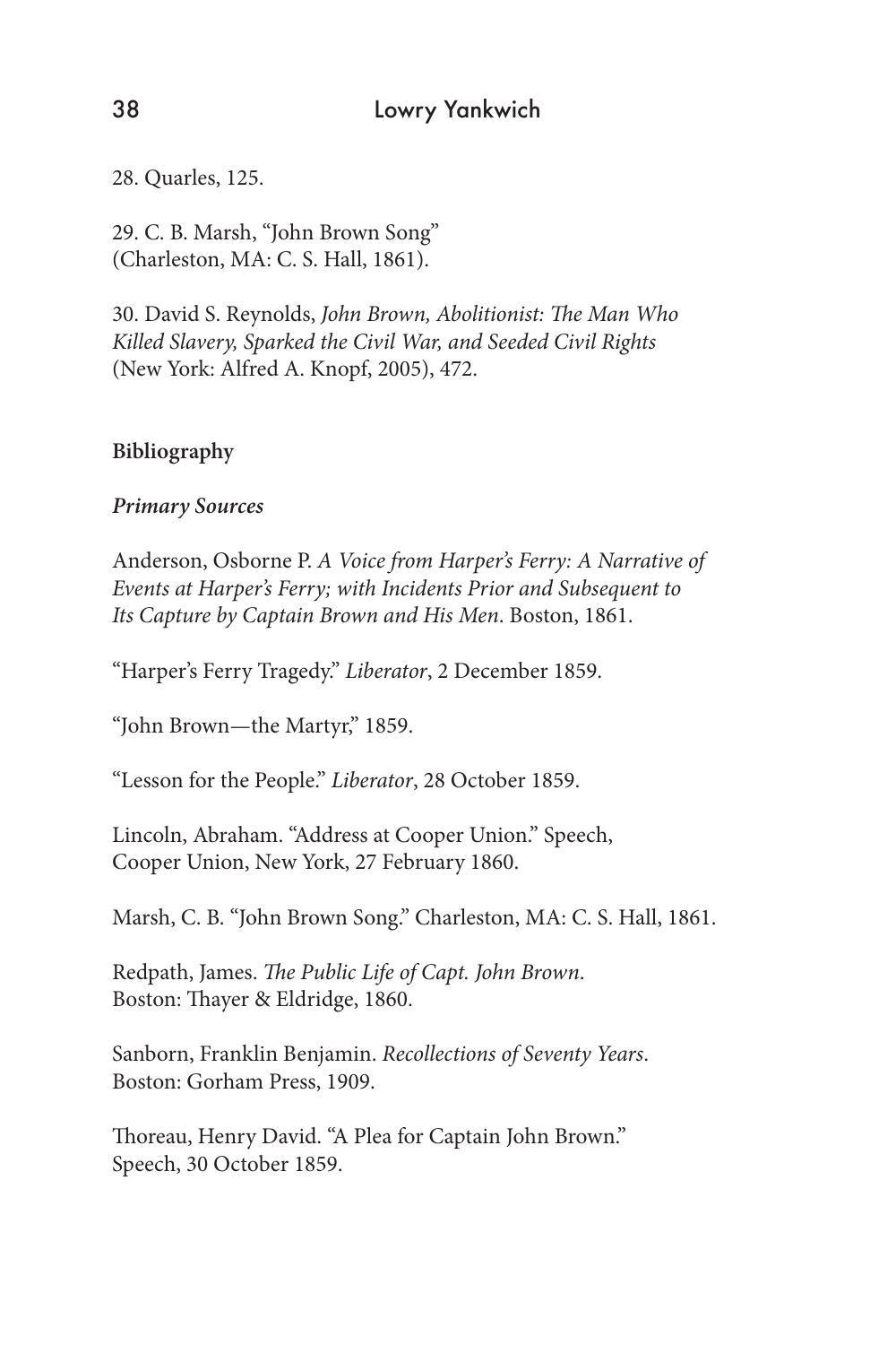28. Quarles, 125.

29. C. B. Marsh, "John Brown Song" (Charleston, MA: C. S. Hall, 1861).

30. David S. Reynolds, *John Brown, Abolitionist: The Man Who Killed Slavery, Sparked the Civil War, and Seeded Civil Rights* (New York: Alfred A. Knopf, 2005), 472.

**Bibliography**

***Primary Sources***

Anderson, Osborne P. *A Voice from Harper's Ferry: A Narrative of Events at Harper's Ferry; with Incidents Prior and Subsequent to Its Capture by Captain Brown and His Men*. Boston, 1861.

"Harper's Ferry Tragedy." *Liberator*, 2 December 1859.

"John Brown—the Martyr," 1859.

"Lesson for the People." *Liberator*, 28 October 1859.

Lincoln, Abraham. "Address at Cooper Union." Speech, Cooper Union, New York, 27 February 1860.

Marsh, C. B. "John Brown Song." Charleston, MA: C. S. Hall, 1861.

Redpath, James. *The Public Life of Capt. John Brown*. Boston: Thayer & Eldridge, 1860.

Sanborn, Franklin Benjamin. *Recollections of Seventy Years*. Boston: Gorham Press, 1909.

Thoreau, Henry David. "A Plea for Captain John Brown." Speech, 30 October 1859.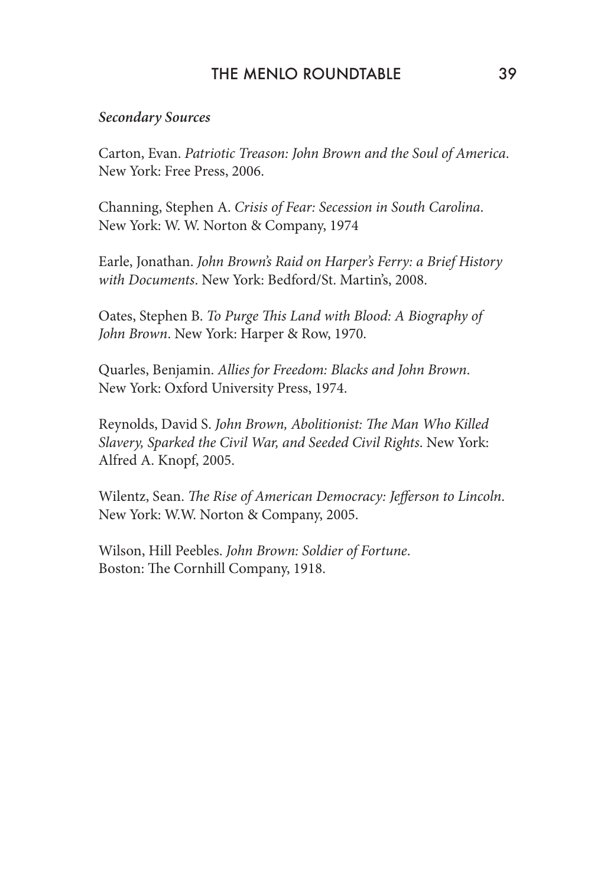***Secondary Sources***

Carton, Evan. *Patriotic Treason: John Brown and the Soul of America*. New York: Free Press, 2006.

Channing, Stephen A. *Crisis of Fear: Secession in South Carolina*. New York: W. W. Norton & Company, 1974

Earle, Jonathan. *John Brown's Raid on Harper's Ferry: a Brief History with Documents*. New York: Bedford/St. Martin's, 2008.

Oates, Stephen B. *To Purge This Land with Blood: A Biography of John Brown*. New York: Harper & Row, 1970.

Quarles, Benjamin. *Allies for Freedom: Blacks and John Brown*. New York: Oxford University Press, 1974.

Reynolds, David S. *John Brown, Abolitionist: The Man Who Killed Slavery, Sparked the Civil War, and Seeded Civil Rights*. New York: Alfred A. Knopf, 2005.

Wilentz, Sean. *The Rise of American Democracy: Jefferson to Lincoln*. New York: W.W. Norton & Company, 2005.

Wilson, Hill Peebles. *John Brown: Soldier of Fortune*. Boston: The Cornhill Company, 1918.